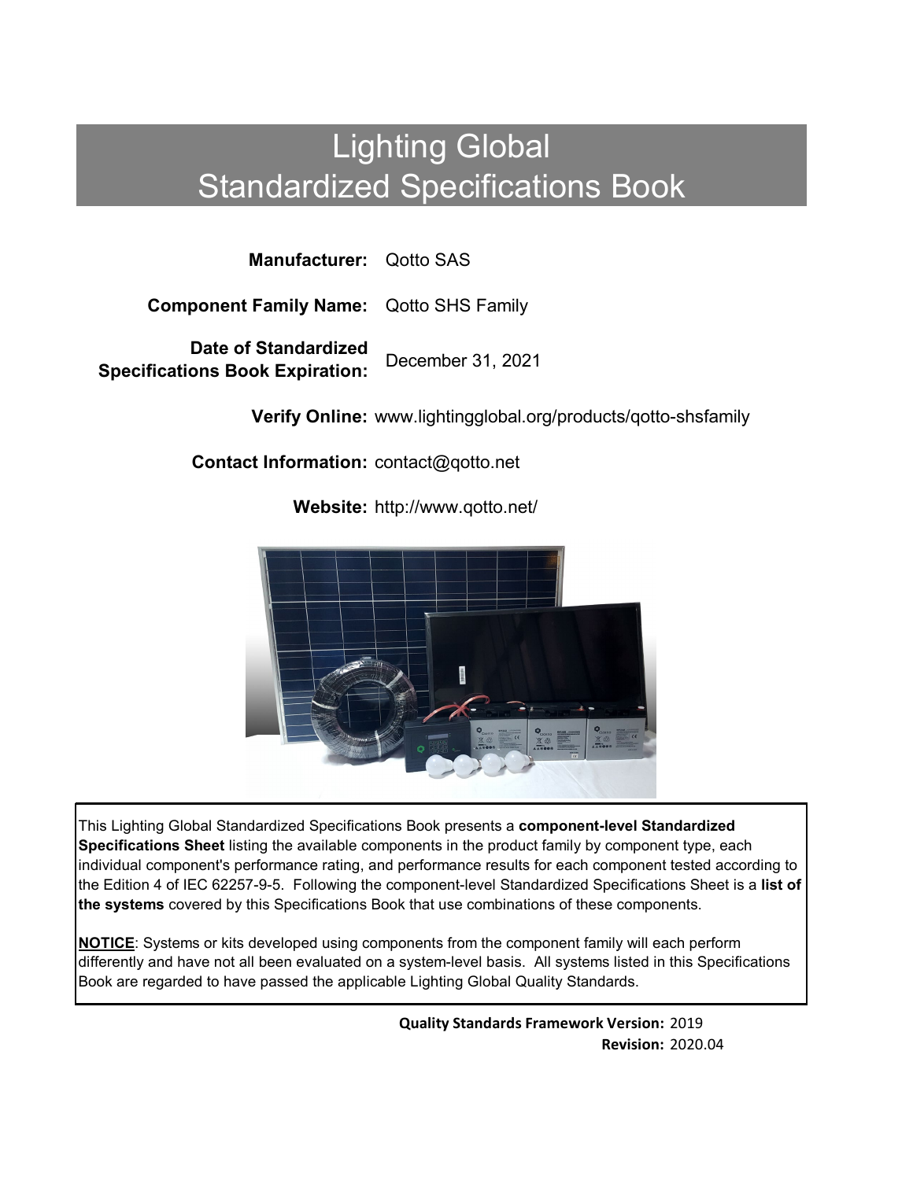# Lighting Global Standardized Specifications Book

**Manufacturer:** Qotto SAS

**Component Family Name:** Qotto SHS Family

**Date of Standardized Specifications Book Expiration:** December 31, 2021

**Verify Online:** www.lightingglobal.org/products/qotto-shsfamily

**Contact Information:** contact@qotto.net

**Website:** http://www.qotto.net/

This Lighting Global Standardized Specifications Book presents a **component-level Standardized Specifications Sheet** listing the available components in the product family by component type, each individual component's performance rating, and performance results for each component tested according to the Edition 4 of IEC 62257-9-5. Following the component-level Standardized Specifications Sheet is a **list of the systems** covered by this Specifications Book that use combinations of these components.

**NOTICE**: Systems or kits developed using components from the component family will each perform differently and have not all been evaluated on a system-level basis. All systems listed in this Specifications Book are regarded to have passed the applicable Lighting Global Quality Standards.

**Quality Standards Framework Version:** 2019

**Revision:** 2020.04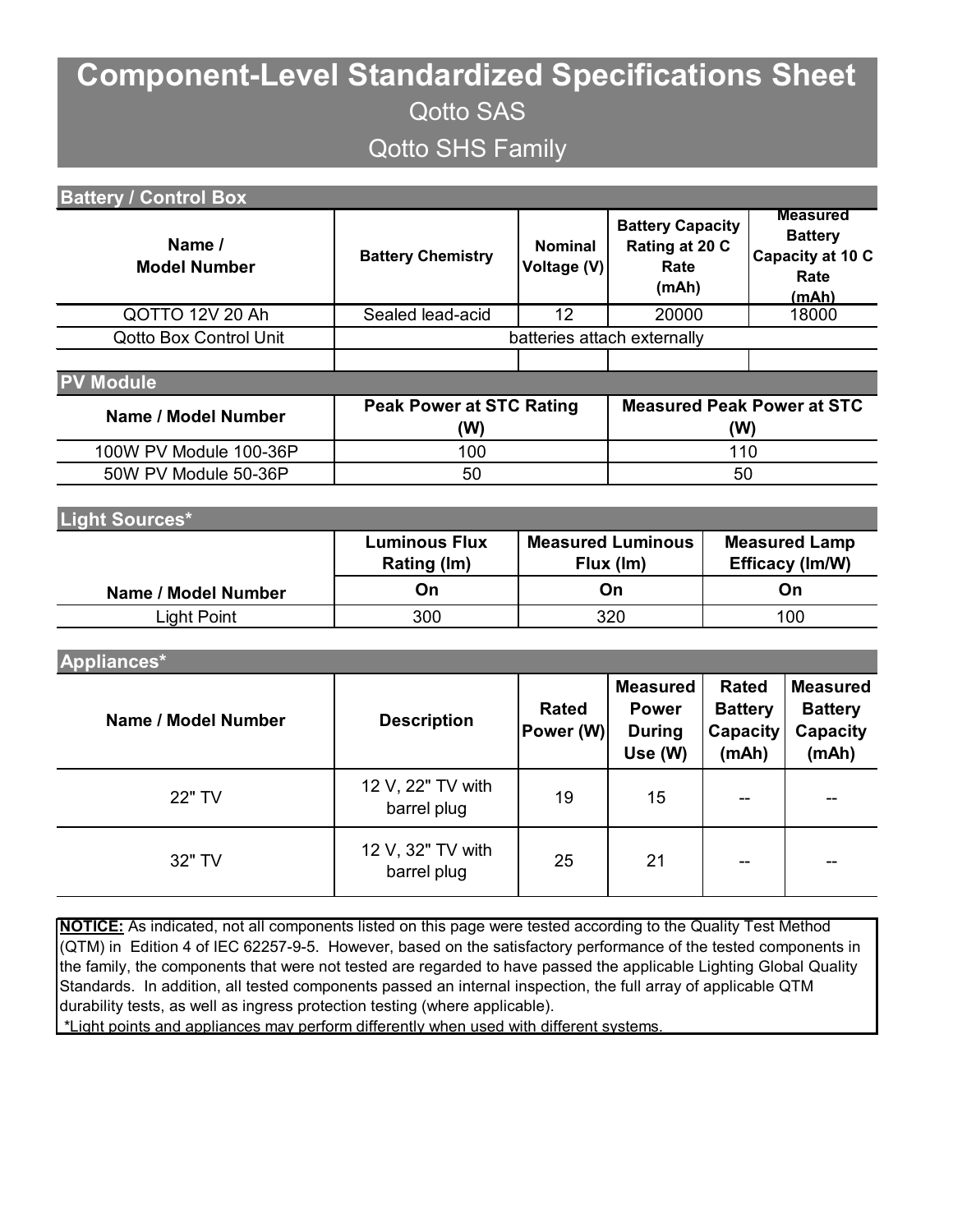# Component-Level Standardized Specifications Sheet

## Qotto SAS

## Qotto SHS Family

### Battery / Control Box

| Name / Model Number | Battery Chemistry | Nominal Voltage (V) | Battery Capacity Rating at 20 C Rate (mAh) | Measured Battery Capacity at 10 C Rate (mAh) |
|---|---|---|---|---|
| QOTTO 12V 20 Ah | Sealed lead-acid | 12 | 20000 | 18000 |
| Qotto Box Control Unit | batteries attach externally | | | |
| | | | | |

### PV Module

| Name / Model Number | Peak Power at STC Rating (W) | Measured Peak Power at STC (W) |
|---|---|---|
| 100W PV Module 100-36P | 100 | 110 |
| 50W PV Module 50-36P | 50 | 50 |

### Light Sources*

| | Luminous Flux Rating (lm) | Measured Luminous Flux (lm) | Measured Lamp Efficacy (lm/W) |
|---|---|---|---|
| Name / Model Number | On | On | On |
| Light Point | 300 | 320 | 100 |

### Appliances*

| Name / Model Number | Description | Rated Power (W) | Measured Power During Use (W) | Rated Battery Capacity (mAh) | Measured Battery Capacity (mAh) |
|---|---|---|---|---|---|
| 22" TV | 12 V, 22" TV with barrel plug | 19 | 15 | -- | -- |
| 32" TV | 12 V, 32" TV with barrel plug | 25 | 21 | -- | -- |

**NOTICE:** As indicated, not all components listed on this page were tested according to the Quality Test Method (QTM) in Edition 4 of IEC 62257-9-5. However, based on the satisfactory performance of the tested components in the family, the components that were not tested are regarded to have passed the applicable Lighting Global Quality Standards. In addition, all tested components passed an internal inspection, the full array of applicable QTM durability tests, as well as ingress protection testing (where applicable).

*Light points and appliances may perform differently when used with different systems.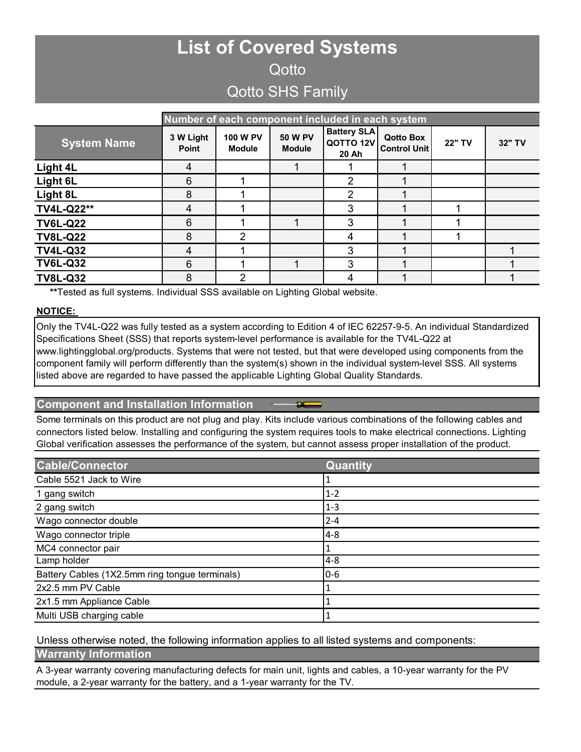# List of Covered Systems

## Qotto

## Qotto SHS Family

| | Number of each component included in each system | | | | | | |
|---|---|---|---|---|---|---|---|
| **System Name** | **3 W Light Point** | **100 W PV Module** | **50 W PV Module** | **Battery SLA QOTTO 12V 20 Ah** | **Qotto Box Control Unit** | **22" TV** | **32" TV** |
| **Light 4L** | 4 | | 1 | 1 | 1 | | |
| **Light 6L** | 6 | 1 | | 2 | 1 | | |
| **Light 8L** | 8 | 1 | | 2 | 1 | | |
| **TV4L-Q22**** | 4 | 1 | | 3 | 1 | 1 | |
| **TV6L-Q22** | 6 | 1 | 1 | 3 | 1 | 1 | |
| **TV8L-Q22** | 8 | 2 | | 4 | 1 | 1 | |
| **TV4L-Q32** | 4 | 1 | | 3 | 1 | | 1 |
| **TV6L-Q32** | 6 | 1 | 1 | 3 | 1 | | 1 |
| **TV8L-Q32** | 8 | 2 | | 4 | 1 | | 1 |

**Tested as full systems. Individual SSS available on Lighting Global website.

**NOTICE:**

Only the TV4L-Q22 was fully tested as a system according to Edition 4 of IEC 62257-9-5. An individual Standardized Specifications Sheet (SSS) that reports system-level performance is available for the TV4L-Q22 at www.lightingglobal.org/products. Systems that were not tested, but that were developed using components from the component family will perform differently than the system(s) shown in the individual system-level SSS. All systems listed above are regarded to have passed the applicable Lighting Global Quality Standards.

## Component and Installation Information

Some terminals on this product are not plug and play. Kits include various combinations of the following cables and connectors listed below. Installing and configuring the system requires tools to make electrical connections. Lighting Global verification assesses the performance of the system, but cannot assess proper installation of the product.

| Cable/Connector | Quantity |
|---|---|
| Cable 5521 Jack to Wire | 1 |
| 1 gang switch | 1-2 |
| 2 gang switch | 1-3 |
| Wago connector double | 2-4 |
| Wago connector triple | 4-8 |
| MC4 connector pair | 1 |
| Lamp holder | 4-8 |
| Battery Cables (1X2.5mm ring tongue terminals) | 0-6 |
| 2x2.5 mm PV Cable | 1 |
| 2x1.5 mm Appliance Cable | 1 |
| Multi USB charging cable | 1 |

Unless otherwise noted, the following information applies to all listed systems and components:

## Warranty Information

A 3-year warranty covering manufacturing defects for main unit, lights and cables, a 10-year warranty for the PV module, a 2-year warranty for the battery, and a 1-year warranty for the TV.